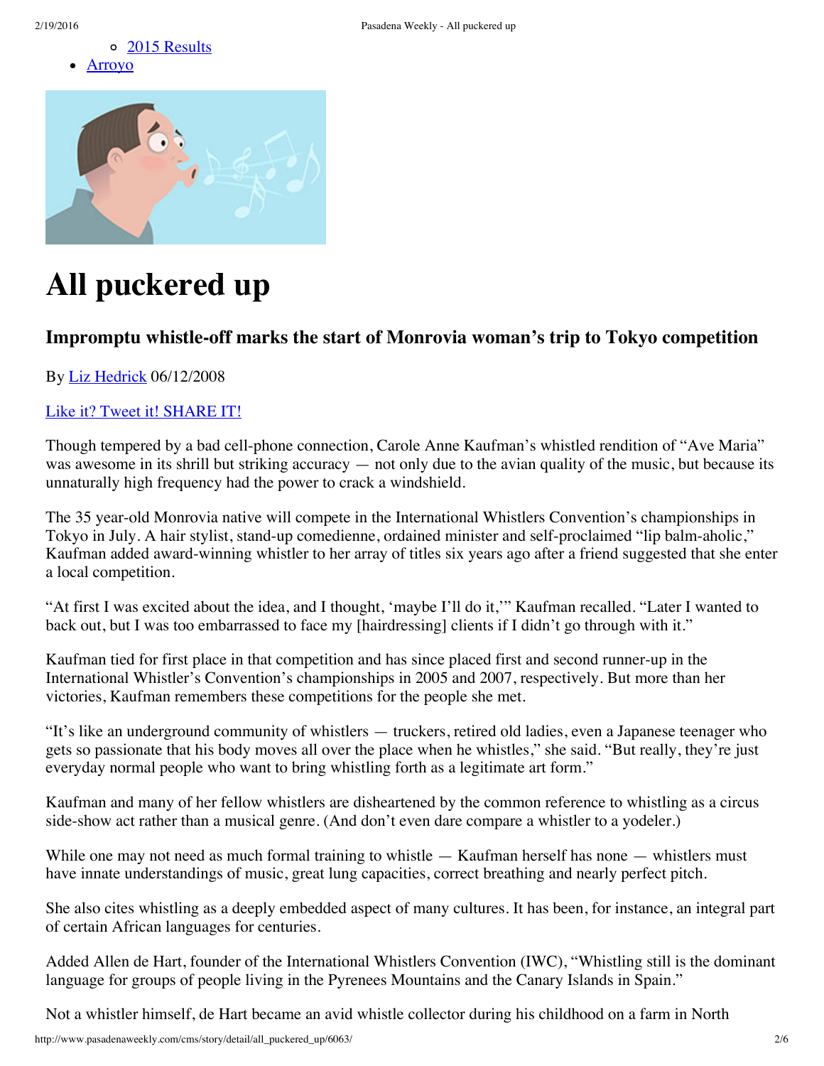- 2015 Results
- Arroyo

# All puckered up

## Impromptu whistle-off marks the start of Monrovia woman's trip to Tokyo competition

By Liz Hedrick 06/12/2008

Like it? Tweet it! SHARE IT!

Though tempered by a bad cell-phone connection, Carole Anne Kaufman's whistled rendition of "Ave Maria" was awesome in its shrill but striking accuracy — not only due to the avian quality of the music, but because its unnaturally high frequency had the power to crack a windshield.

The 35 year-old Monrovia native will compete in the International Whistlers Convention's championships in Tokyo in July. A hair stylist, stand-up comedienne, ordained minister and self-proclaimed "lip balm-aholic," Kaufman added award-winning whistler to her array of titles six years ago after a friend suggested that she enter a local competition.

"At first I was excited about the idea, and I thought, 'maybe I'll do it,'" Kaufman recalled. "Later I wanted to back out, but I was too embarrassed to face my [hairdressing] clients if I didn't go through with it."

Kaufman tied for first place in that competition and has since placed first and second runner-up in the International Whistler's Convention's championships in 2005 and 2007, respectively. But more than her victories, Kaufman remembers these competitions for the people she met.

"It's like an underground community of whistlers — truckers, retired old ladies, even a Japanese teenager who gets so passionate that his body moves all over the place when he whistles," she said. "But really, they're just everyday normal people who want to bring whistling forth as a legitimate art form."

Kaufman and many of her fellow whistlers are disheartened by the common reference to whistling as a circus side-show act rather than a musical genre. (And don't even dare compare a whistler to a yodeler.)

While one may not need as much formal training to whistle — Kaufman herself has none — whistlers must have innate understandings of music, great lung capacities, correct breathing and nearly perfect pitch.

She also cites whistling as a deeply embedded aspect of many cultures. It has been, for instance, an integral part of certain African languages for centuries.

Added Allen de Hart, founder of the International Whistlers Convention (IWC), "Whistling still is the dominant language for groups of people living in the Pyrenees Mountains and the Canary Islands in Spain."

Not a whistler himself, de Hart became an avid whistle collector during his childhood on a farm in North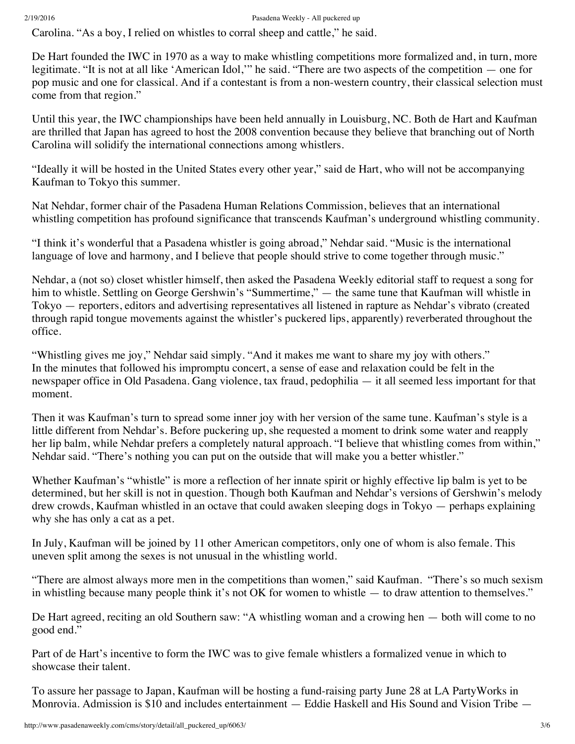Carolina. “As a boy, I relied on whistles to corral sheep and cattle,” he said.

De Hart founded the IWC in 1970 as a way to make whistling competitions more formalized and, in turn, more legitimate. “It is not at all like ‘American Idol,’” he said. “There are two aspects of the competition — one for pop music and one for classical. And if a contestant is from a non-western country, their classical selection must come from that region.”

Until this year, the IWC championships have been held annually in Louisburg, NC. Both de Hart and Kaufman are thrilled that Japan has agreed to host the 2008 convention because they believe that branching out of North Carolina will solidify the international connections among whistlers.

“Ideally it will be hosted in the United States every other year,” said de Hart, who will not be accompanying Kaufman to Tokyo this summer.

Nat Nehdar, former chair of the Pasadena Human Relations Commission, believes that an international whistling competition has profound significance that transcends Kaufman’s underground whistling community.

“I think it’s wonderful that a Pasadena whistler is going abroad,” Nehdar said. “Music is the international language of love and harmony, and I believe that people should strive to come together through music.”

Nehdar, a (not so) closet whistler himself, then asked the Pasadena Weekly editorial staff to request a song for him to whistle. Settling on George Gershwin’s “Summertime,” — the same tune that Kaufman will whistle in Tokyo — reporters, editors and advertising representatives all listened in rapture as Nehdar’s vibrato (created through rapid tongue movements against the whistler’s puckered lips, apparently) reverberated throughout the office.

“Whistling gives me joy,” Nehdar said simply. “And it makes me want to share my joy with others.”
In the minutes that followed his impromptu concert, a sense of ease and relaxation could be felt in the newspaper office in Old Pasadena. Gang violence, tax fraud, pedophilia — it all seemed less important for that moment.

Then it was Kaufman’s turn to spread some inner joy with her version of the same tune. Kaufman’s style is a little different from Nehdar’s. Before puckering up, she requested a moment to drink some water and reapply her lip balm, while Nehdar prefers a completely natural approach. “I believe that whistling comes from within,” Nehdar said. “There’s nothing you can put on the outside that will make you a better whistler.”

Whether Kaufman’s “whistle” is more a reflection of her innate spirit or highly effective lip balm is yet to be determined, but her skill is not in question. Though both Kaufman and Nehdar’s versions of Gershwin’s melody drew crowds, Kaufman whistled in an octave that could awaken sleeping dogs in Tokyo — perhaps explaining why she has only a cat as a pet.

In July, Kaufman will be joined by 11 other American competitors, only one of whom is also female. This uneven split among the sexes is not unusual in the whistling world.

“There are almost always more men in the competitions than women,” said Kaufman. “There’s so much sexism in whistling because many people think it’s not OK for women to whistle — to draw attention to themselves.”

De Hart agreed, reciting an old Southern saw: “A whistling woman and a crowing hen — both will come to no good end.”

Part of de Hart’s incentive to form the IWC was to give female whistlers a formalized venue in which to showcase their talent.

To assure her passage to Japan, Kaufman will be hosting a fund-raising party June 28 at LA PartyWorks in Monrovia. Admission is $10 and includes entertainment — Eddie Haskell and His Sound and Vision Tribe —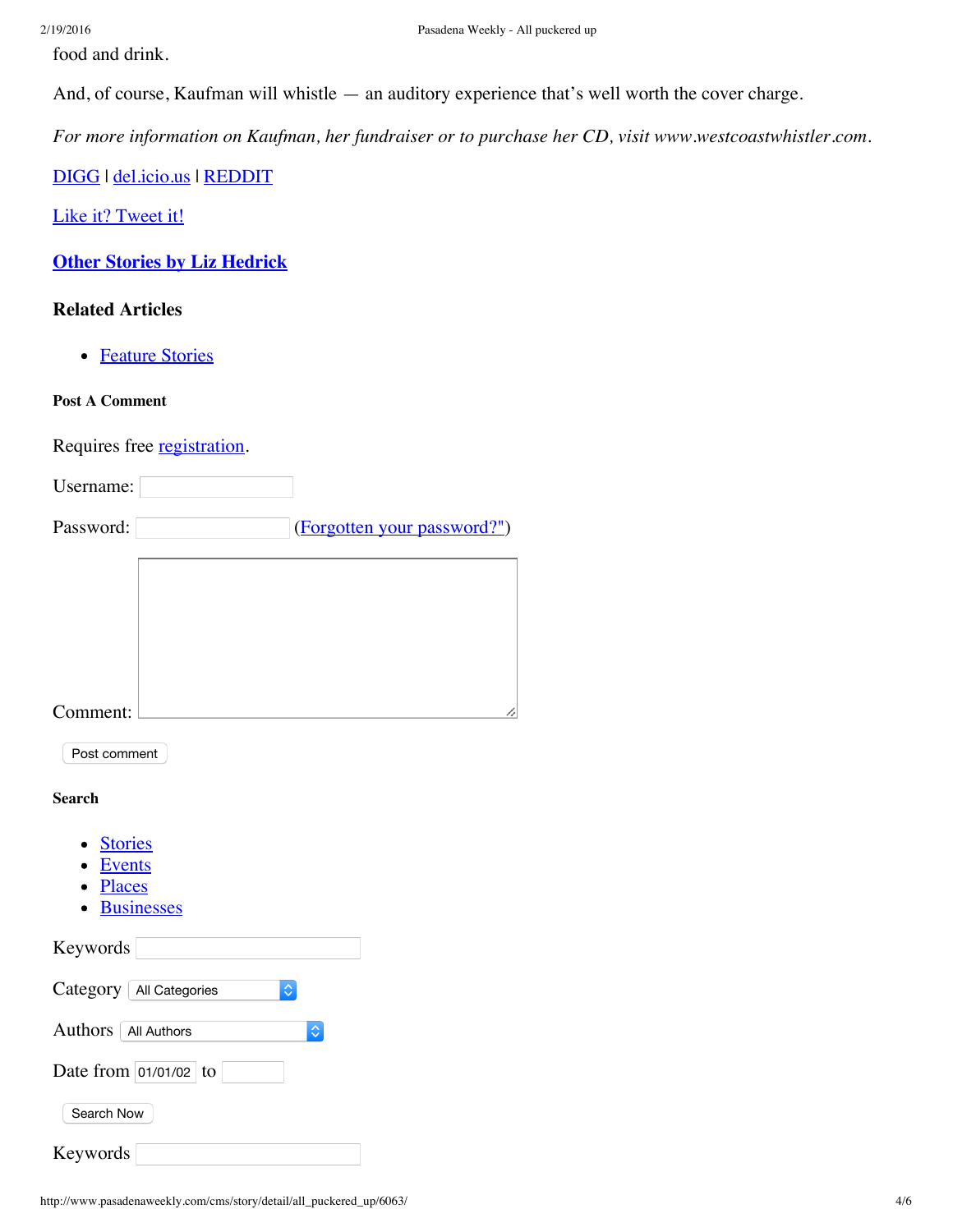food and drink.

And, of course, Kaufman will whistle — an auditory experience that's well worth the cover charge.

*For more information on Kaufman, her fundraiser or to purchase her CD, visit www.westcoastwhistler.com.*

DIGG | del.icio.us | REDDIT

Like it? Tweet it!

**Other Stories by Liz Hedrick**

### Related Articles

- Feature Stories

#### Post A Comment

Requires free registration.

Username:

Password: (Forgotten your password?")

Comment:

Post comment

#### Search

- Stories
- Events
- Places
- Businesses

Keywords

Category All Categories

Authors All Authors

Date from 01/01/02 to

Search Now

Keywords